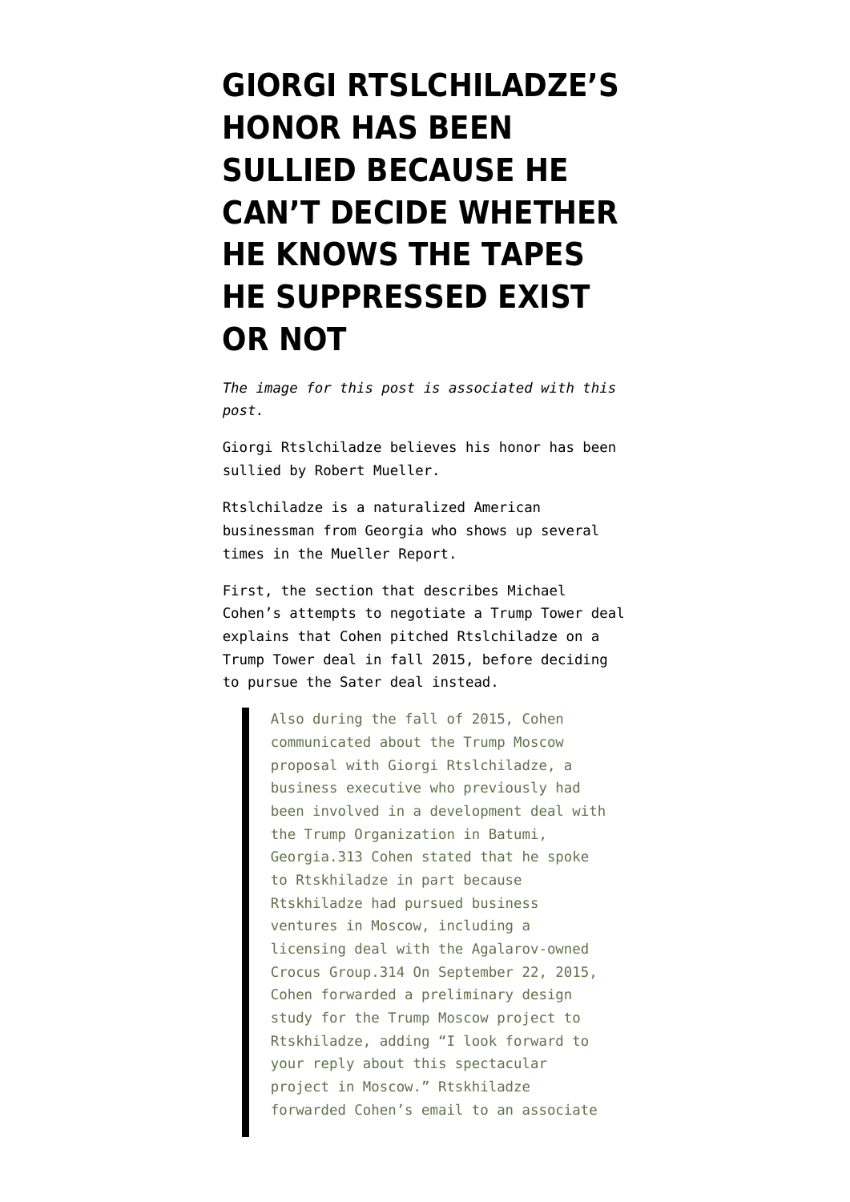# GIORGI RTSLCHILADZE'S HONOR HAS BEEN SULLIED BECAUSE HE CAN'T DECIDE WHETHER HE KNOWS THE TAPES HE SUPPRESSED EXIST OR NOT

*The image for this post is associated with this post.*

Giorgi Rtslchiladze believes his honor has been sullied by Robert Mueller.

Rtslchiladze is a naturalized American businessman from Georgia who shows up several times in the Mueller Report.

First, the section that describes Michael Cohen's attempts to negotiate a Trump Tower deal explains that Cohen pitched Rtslchiladze on a Trump Tower deal in fall 2015, before deciding to pursue the Sater deal instead.

> Also during the fall of 2015, Cohen communicated about the Trump Moscow proposal with Giorgi Rtslchiladze, a business executive who previously had been involved in a development deal with the Trump Organization in Batumi, Georgia.313 Cohen stated that he spoke to Rtskhiladze in part because Rtskhiladze had pursued business ventures in Moscow, including a licensing deal with the Agalarov-owned Crocus Group.314 On September 22, 2015, Cohen forwarded a preliminary design study for the Trump Moscow project to Rtskhiladze, adding "I look forward to your reply about this spectacular project in Moscow." Rtskhiladze forwarded Cohen's email to an associate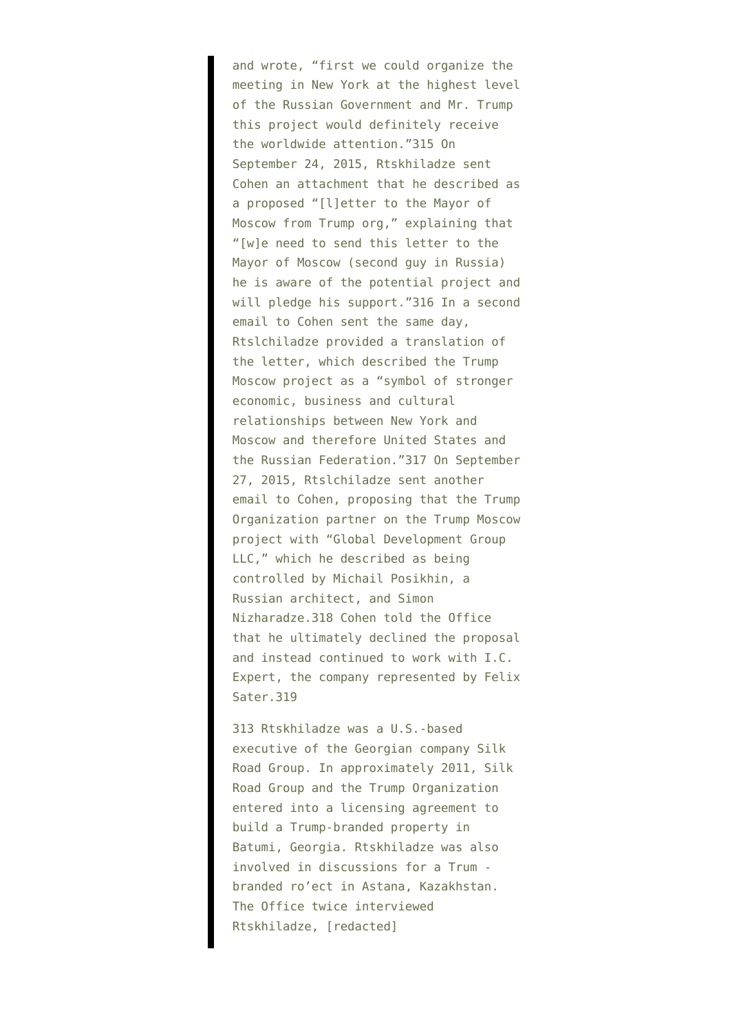and wrote, "first we could organize the meeting in New York at the highest level of the Russian Government and Mr. Trump this project would definitely receive the worldwide attention."315 On September 24, 2015, Rtskhiladze sent Cohen an attachment that he described as a proposed "[l]etter to the Mayor of Moscow from Trump org," explaining that "[w]e need to send this letter to the Mayor of Moscow (second guy in Russia) he is aware of the potential project and will pledge his support."316 In a second email to Cohen sent the same day, Rtslchiladze provided a translation of the letter, which described the Trump Moscow project as a "symbol of stronger economic, business and cultural relationships between New York and Moscow and therefore United States and the Russian Federation."317 On September 27, 2015, Rtslchiladze sent another email to Cohen, proposing that the Trump Organization partner on the Trump Moscow project with "Global Development Group LLC," which he described as being controlled by Michail Posikhin, a Russian architect, and Simon Nizharadze.318 Cohen told the Office that he ultimately declined the proposal and instead continued to work with I.C. Expert, the company represented by Felix Sater.319

313 Rtskhiladze was a U.S.-based executive of the Georgian company Silk Road Group. In approximately 2011, Silk Road Group and the Trump Organization entered into a licensing agreement to build a Trump-branded property in Batumi, Georgia. Rtskhiladze was also involved in discussions for a Trum - branded ro'ect in Astana, Kazakhstan. The Office twice interviewed Rtskhiladze, [redacted]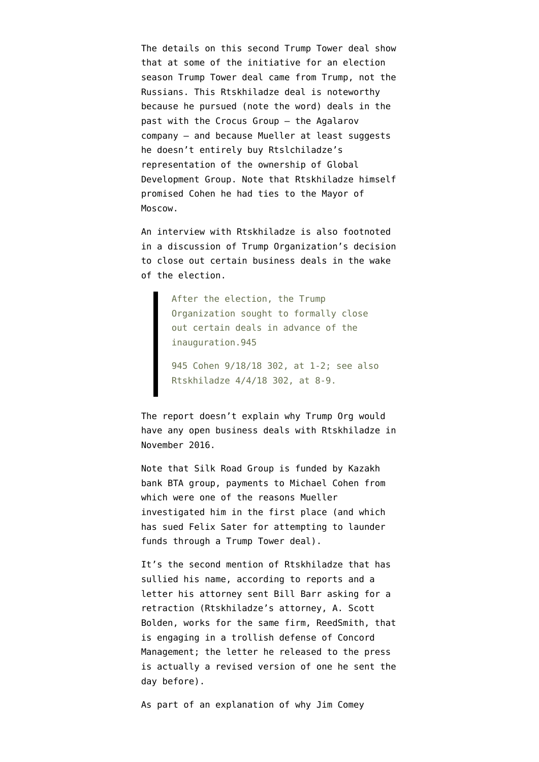The details on this second Trump Tower deal show that at some of the initiative for an election season Trump Tower deal came from Trump, not the Russians. This Rtskhiladze deal is noteworthy because he pursued (note the word) deals in the past with the Crocus Group — the Agalarov company — and because Mueller at least suggests he doesn't entirely buy Rtslchiladze's representation of the ownership of Global Development Group. Note that Rtskhiladze himself promised Cohen he had ties to the Mayor of Moscow.

An interview with Rtskhiladze is also footnoted in a discussion of Trump Organization's decision to close out certain business deals in the wake of the election.

> After the election, the Trump Organization sought to formally close out certain deals in advance of the inauguration.945
>
> 945 Cohen 9/18/18 302, at 1-2; see also Rtskhiladze 4/4/18 302, at 8-9.

The report doesn't explain why Trump Org would have any open business deals with Rtskhiladze in November 2016.

Note that Silk Road Group is funded by Kazakh bank BTA group, payments to Michael Cohen from which were one of the reasons Mueller investigated him in the first place (and which has sued Felix Sater for attempting to launder funds through a Trump Tower deal).

It's the second mention of Rtskhiladze that has sullied his name, according to reports and a letter his attorney sent Bill Barr asking for a retraction (Rtskhiladze's attorney, A. Scott Bolden, works for the same firm, ReedSmith, that is engaging in a trollish defense of Concord Management; the letter he released to the press is actually a revised version of one he sent the day before).

As part of an explanation of why Jim Comey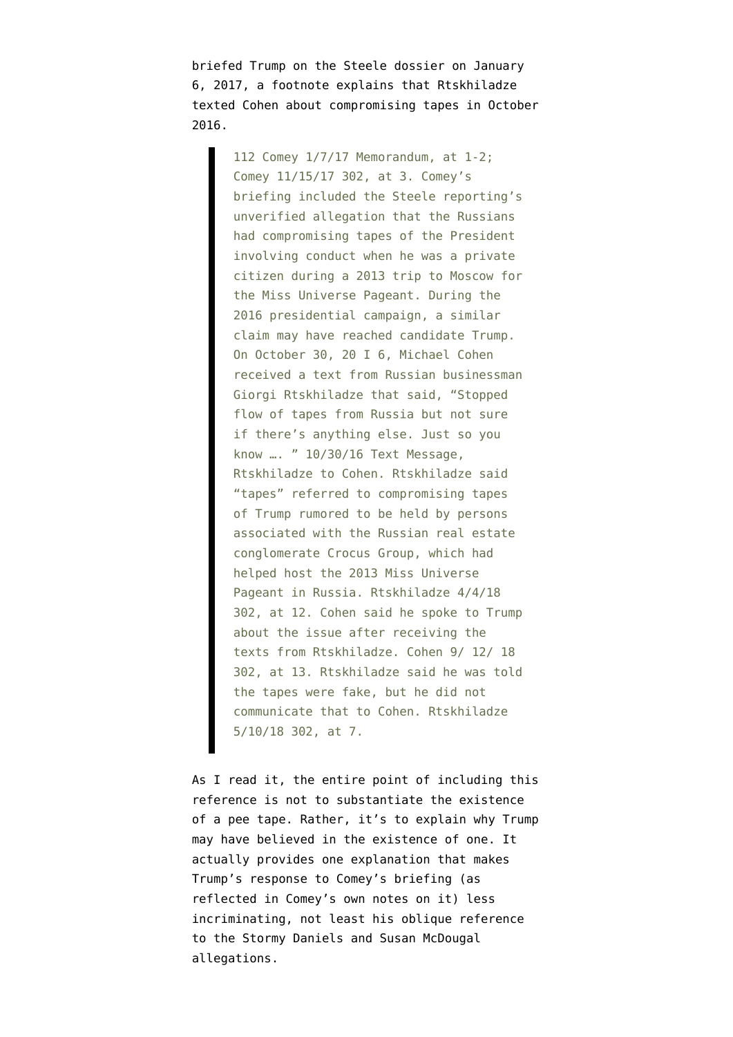briefed Trump on the Steele dossier on January 6, 2017, a footnote explains that Rtskhiladze texted Cohen about compromising tapes in October 2016.

> 112 Comey 1/7/17 Memorandum, at 1-2; Comey 11/15/17 302, at 3. Comey's briefing included the Steele reporting's unverified allegation that the Russians had compromising tapes of the President involving conduct when he was a private citizen during a 2013 trip to Moscow for the Miss Universe Pageant. During the 2016 presidential campaign, a similar claim may have reached candidate Trump. On October 30, 20 I 6, Michael Cohen received a text from Russian businessman Giorgi Rtskhiladze that said, "Stopped flow of tapes from Russia but not sure if there's anything else. Just so you know …. " 10/30/16 Text Message, Rtskhiladze to Cohen. Rtskhiladze said "tapes" referred to compromising tapes of Trump rumored to be held by persons associated with the Russian real estate conglomerate Crocus Group, which had helped host the 2013 Miss Universe Pageant in Russia. Rtskhiladze 4/4/18 302, at 12. Cohen said he spoke to Trump about the issue after receiving the texts from Rtskhiladze. Cohen 9/ 12/ 18 302, at 13. Rtskhiladze said he was told the tapes were fake, but he did not communicate that to Cohen. Rtskhiladze 5/10/18 302, at 7.

As I read it, the entire point of including this reference is not to substantiate the existence of a pee tape. Rather, it's to explain why Trump may have believed in the existence of one. It actually provides one explanation that makes Trump's response to Comey's briefing (as reflected in Comey's own notes on it) less incriminating, not least his oblique reference to the Stormy Daniels and Susan McDougal allegations.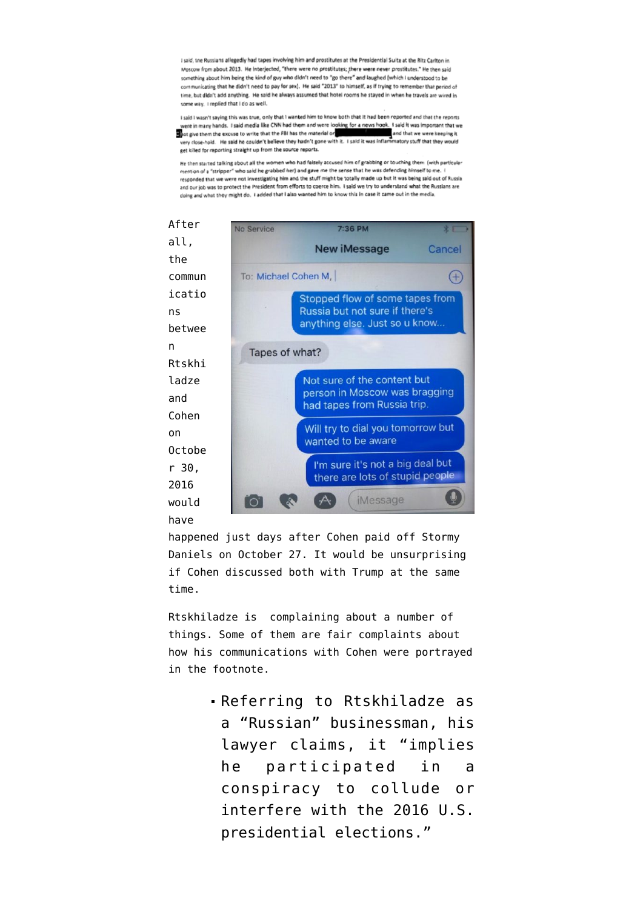I said, the Russians allegedly had tapes involving him and prostitutes at the Presidential Suite at the Ritz Carlton in Moscow from about 2013. He interjected, "there were no prostitutes; there were never prostitutes." He then said something about him being the kind of guy who didn't need to "go there" and laughed (which I understood to be communicating that he didn't need to pay for sex). He said "2013" to himself, as if trying to remember that period of time, but didn't add anything. He said he always assumed that hotel rooms he stayed in when he travels are wired in some way. I replied that I do as well.

I said I wasn't saying this was true, only that I wanted him to know both that it had been reported and that the reports were in many hands. I said media like CNN had them and were looking for a news hook. I said it was important that we not give them the excuse to write that the FBI has the material or [redacted] and that we were keeping it very close-hold. He said he couldn't believe they hadn't gone with it. I said it was inflammatory stuff that they would get killed for reporting straight up from the source reports.

He then started talking about all the women who had falsely accused him of grabbing or touching them (with particular mention of a "stripper" who said he grabbed her) and gave me the sense that he was defending himself to me. I responded that we were not investigating him and the stuff might be totally made up but it was being said out of Russia and our job was to protect the President from efforts to coerce him. I said we try to understand what the Russians are doing and what they might do. I added that I also wanted him to know this in case it came out in the media.

No Service 7:36 PM

New iMessage Cancel

To: Michael Cohen M,

Stopped flow of some tapes from Russia but not sure if there's anything else. Just so u know...

Tapes of what?

Not sure of the content but person in Moscow was bragging had tapes from Russia trip.

Will try to dial you tomorrow but wanted to be aware

I'm sure it's not a big deal but there are lots of stupid people

After all, the communications between Rtskhiladze and Cohen on October 30, 2016 would have happened just days after Cohen paid off Stormy Daniels on October 27. It would be unsurprising if Cohen discussed both with Trump at the same time.

Rtskhiladze is complaining about a number of things. Some of them are fair complaints about how his communications with Cohen were portrayed in the footnote.

- Referring to Rtskhiladze as a "Russian" businessman, his lawyer claims, it "implies he participated in a conspiracy to collude or interfere with the 2016 U.S. presidential elections."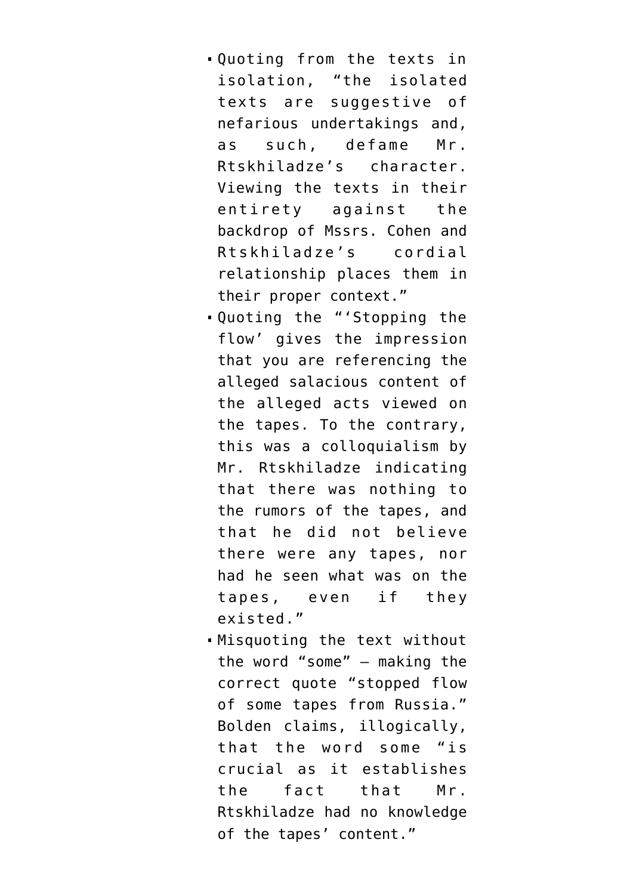- Quoting from the texts in isolation, “the isolated texts are suggestive of nefarious undertakings and, as such, defame Mr. Rtskhiladze’s character. Viewing the texts in their entirety against the backdrop of Mssrs. Cohen and Rtskhiladze’s cordial relationship places them in their proper context.”
- Quoting the “‘Stopping the flow’ gives the impression that you are referencing the alleged salacious content of the alleged acts viewed on the tapes. To the contrary, this was a colloquialism by Mr. Rtskhiladze indicating that there was nothing to the rumors of the tapes, and that he did not believe there were any tapes, nor had he seen what was on the tapes, even if they existed.”
- Misquoting the text without the word “some” — making the correct quote “stopped flow of some tapes from Russia.” Bolden claims, illogically, that the word some “is crucial as it establishes the fact that Mr. Rtskhiladze had no knowledge of the tapes’ content.”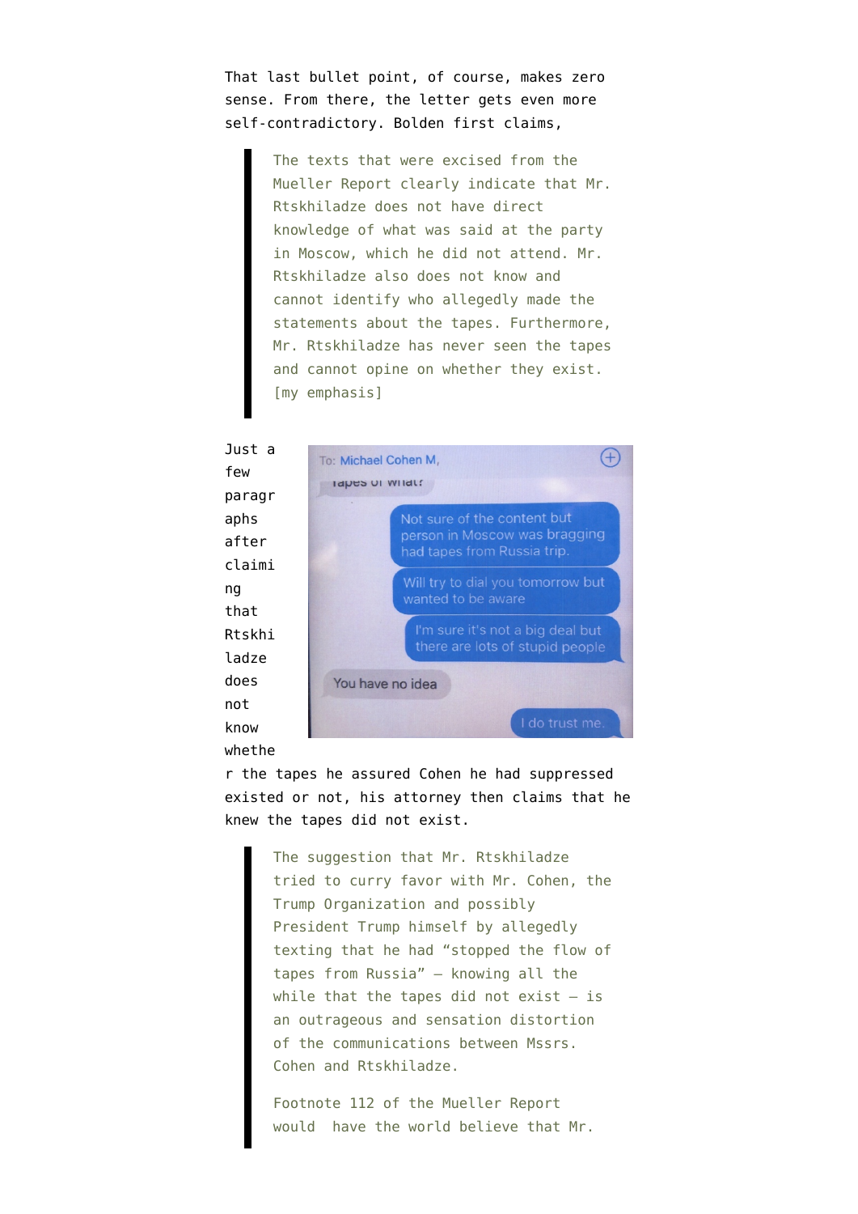That last bullet point, of course, makes zero sense. From there, the letter gets even more self-contradictory. Bolden first claims,

> The texts that were excised from the Mueller Report clearly indicate that Mr. Rtskhiladze does not have direct knowledge of what was said at the party in Moscow, which he did not attend. Mr. Rtskhiladze also does not know and cannot identify who allegedly made the statements about the tapes. Furthermore, Mr. Rtskhiladze has never seen the tapes and cannot opine on whether they exist. [my emphasis]

Just a few paragraphs after claiming that Rtskhiladze does not know whether the tapes he assured Cohen he had suppressed existed or not, his attorney then claims that he knew the tapes did not exist.

> The suggestion that Mr. Rtskhiladze tried to curry favor with Mr. Cohen, the Trump Organization and possibly President Trump himself by allegedly texting that he had "stopped the flow of tapes from Russia" – knowing all the while that the tapes did not exist – is an outrageous and sensation distortion of the communications between Mssrs. Cohen and Rtskhiladze.
>
> Footnote 112 of the Mueller Report would have the world believe that Mr.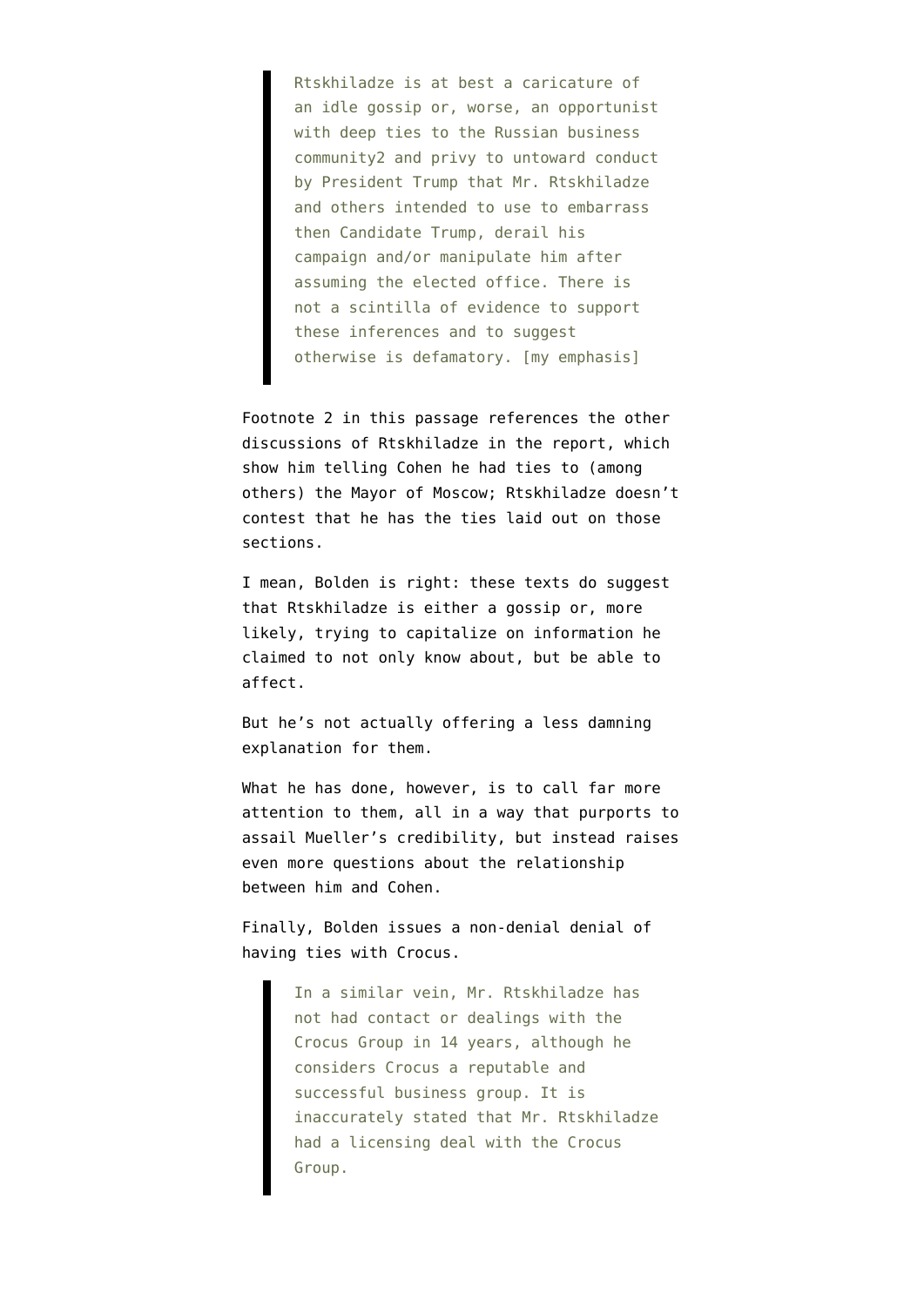> Rtskhiladze is at best a caricature of an idle gossip or, worse, an opportunist with deep ties to the Russian business community2 and privy to untoward conduct by President Trump that Mr. Rtskhiladze and others intended to use to embarrass then Candidate Trump, derail his campaign and/or manipulate him after assuming the elected office. There is not a scintilla of evidence to support these inferences and to suggest otherwise is defamatory. [my emphasis]

Footnote 2 in this passage references the other discussions of Rtskhiladze in the report, which show him telling Cohen he had ties to (among others) the Mayor of Moscow; Rtskhiladze doesn't contest that he has the ties laid out on those sections.

I mean, Bolden is right: these texts do suggest that Rtskhiladze is either a gossip or, more likely, trying to capitalize on information he claimed to not only know about, but be able to affect.

But he's not actually offering a less damning explanation for them.

What he has done, however, is to call far more attention to them, all in a way that purports to assail Mueller's credibility, but instead raises even more questions about the relationship between him and Cohen.

Finally, Bolden issues a non-denial denial of having ties with Crocus.

> In a similar vein, Mr. Rtskhiladze has not had contact or dealings with the Crocus Group in 14 years, although he considers Crocus a reputable and successful business group. It is inaccurately stated that Mr. Rtskhiladze had a licensing deal with the Crocus Group.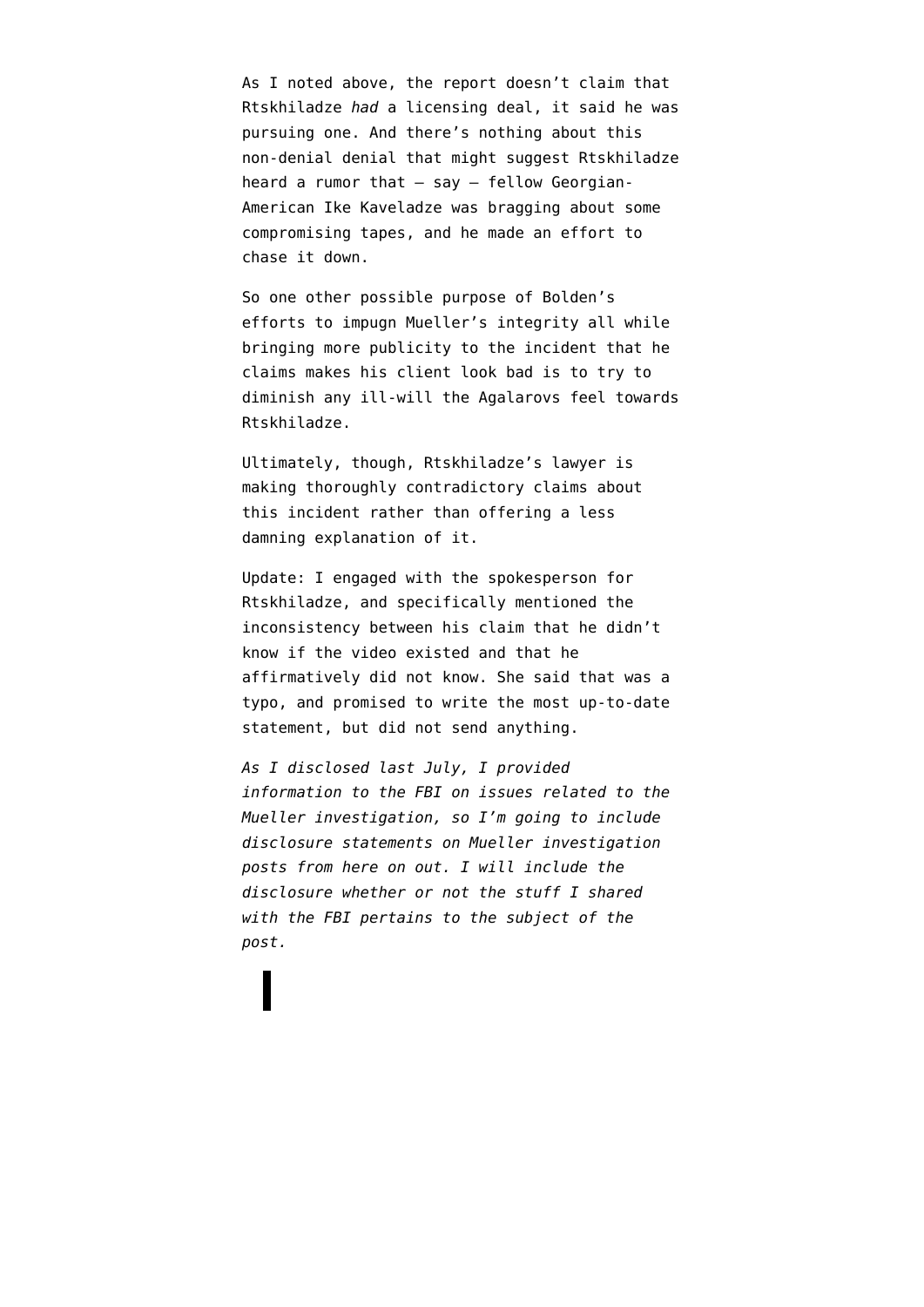As I noted above, the report doesn't claim that Rtskhiladze *had* a licensing deal, it said he was pursuing one. And there's nothing about this non-denial denial that might suggest Rtskhiladze heard a rumor that — say — fellow Georgian-American Ike Kaveladze was bragging about some compromising tapes, and he made an effort to chase it down.

So one other possible purpose of Bolden's efforts to impugn Mueller's integrity all while bringing more publicity to the incident that he claims makes his client look bad is to try to diminish any ill-will the Agalarovs feel towards Rtskhiladze.

Ultimately, though, Rtskhiladze's lawyer is making thoroughly contradictory claims about this incident rather than offering a less damning explanation of it.

Update: I engaged with the spokesperson for Rtskhiladze, and specifically mentioned the inconsistency between his claim that he didn't know if the video existed and that he affirmatively did not know. She said that was a typo, and promised to write the most up-to-date statement, but did not send anything.

*As I disclosed last July, I provided information to the FBI on issues related to the Mueller investigation, so I'm going to include disclosure statements on Mueller investigation posts from here on out. I will include the disclosure whether or not the stuff I shared with the FBI pertains to the subject of the post.*